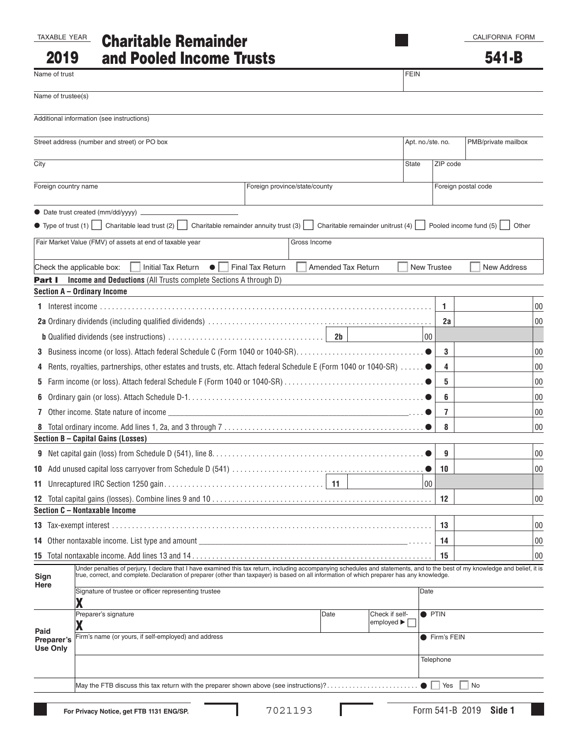TAXABLE YEAR **2019**

# Charitable Remainder and Pooled Income Trusts

CALIFORNIA FORM **541-B**

| Name of trust | FEIN |
|---|---|
| | |

Name of trustee(s)

Additional information (see instructions)

| Street address (number and street) or PO box | Apt. no./ste. no. | PMB/private mailbox |
|---|---|---|
| | | |

| City | State | ZIP code |
|---|---|---|
| | | |

| Foreign country name | Foreign province/state/county | Foreign postal code |
|---|---|---|
| | | |

● Date trust created (mm/dd/yyyy) ____________

● Type of trust (1) ☐ Charitable lead trust (2) ☐ Charitable remainder annuity trust (3) ☐ Charitable remainder unitrust (4) ☐ Pooled income fund (5) ☐ Other

| Fair Market Value (FMV) of assets at end of taxable year | Gross Income |
|---|---|
| | |

Check the applicable box: ☐ Initial Tax Return ● ☐ Final Tax Return ☐ Amended Tax Return ☐ New Trustee ☐ New Address

## Part I Income and Deductions (All Trusts complete Sections A through D)

### Section A – Ordinary Income

| | | | |
|---|---|---|---|
| **1** | Interest income | **1** | 00 |
| **2a** | Ordinary dividends (including qualified dividends) | **2a** | 00 |
| **b** | Qualified dividends (see instructions) **2b** ______ 00 | | |
| **3** | Business income (or loss). Attach federal Schedule C (Form 1040 or 1040-SR) ● | **3** | 00 |
| **4** | Rents, royalties, partnerships, other estates and trusts, etc. Attach federal Schedule E (Form 1040 or 1040-SR) ● | **4** | 00 |
| **5** | Farm income (or loss). Attach federal Schedule F (Form 1040 or 1040-SR) ● | **5** | 00 |
| **6** | Ordinary gain (or loss). Attach Schedule D-1 ● | **6** | 00 |
| **7** | Other income. State nature of income ____________ ● | **7** | 00 |
| **8** | Total ordinary income. Add lines 1, 2a, and 3 through 7 ● | **8** | 00 |

### Section B – Capital Gains (Losses)

| | | | |
|---|---|---|---|
| **9** | Net capital gain (loss) from Schedule D (541), line 8 ● | **9** | 00 |
| **10** | Add unused capital loss carryover from Schedule D (541) ● | **10** | 00 |
| **11** | Unrecaptured IRC Section 1250 gain **11** ______ 00 | | |
| **12** | Total capital gains (losses). Combine lines 9 and 10 | **12** | 00 |

### Section C – Nontaxable Income

| | | | |
|---|---|---|---|
| **13** | Tax-exempt interest | **13** | 00 |
| **14** | Other nontaxable income. List type and amount ____________ | **14** | 00 |
| **15** | Total nontaxable income. Add lines 13 and 14 | **15** | 00 |

**Sign Here**

Under penalties of perjury, I declare that I have examined this tax return, including accompanying schedules and statements, and to the best of my knowledge and belief, it is true, correct, and complete. Declaration of preparer (other than taxpayer) is based on all information of which preparer has any knowledge.

| Signature of trustee or officer representing trustee | Date |
|---|---|
| **X** | |

**Paid Preparer's Use Only**

| Preparer's signature | Date | Check if self-employed ▶ ☐ | ● PTIN |
|---|---|---|---|
| **X** | | | |

| Firm's name (or yours, if self-employed) and address | ● Firm's FEIN |
|---|---|
| | Telephone |

May the FTB discuss this tax return with the preparer shown above (see instructions)? ● ☐ Yes ☐ No

For Privacy Notice, get FTB 1131 ENG/SP.

7021193

Form 541-B 2019 **Side 1**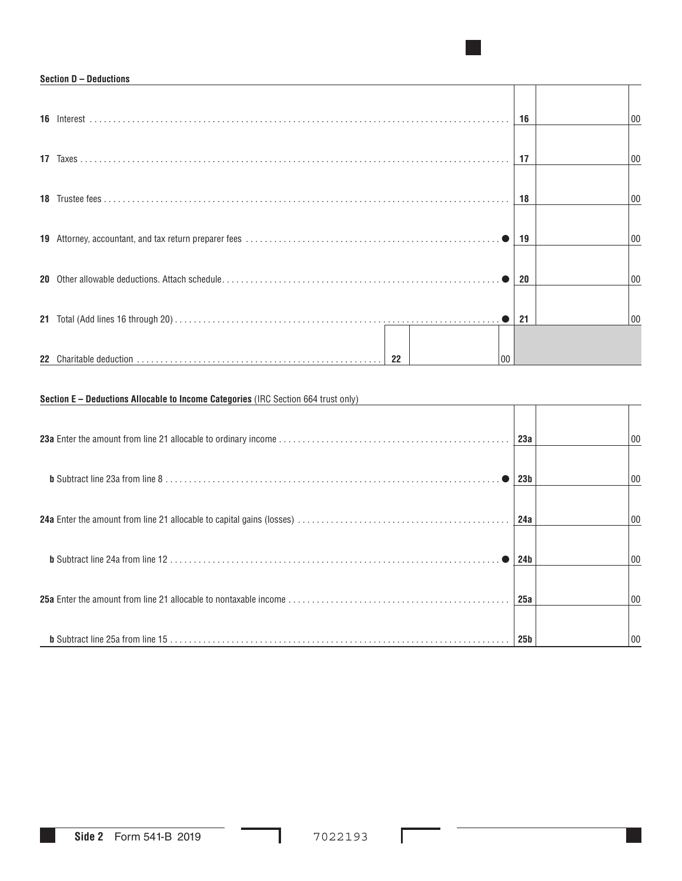**Section D – Deductions**

| Line | Description | | | | Amount | |
|---|---|---|---|---|---|---|
| 16 | Interest | | | 16 | | 00 |
| 17 | Taxes | | | 17 | | 00 |
| 18 | Trustee fees | | | 18 | | 00 |
| 19 | Attorney, accountant, and tax return preparer fees ● | | | 19 | | 00 |
| 20 | Other allowable deductions. Attach schedule ● | | | 20 | | 00 |
| 21 | Total (Add lines 16 through 20) ● | | | 21 | | 00 |
| 22 | Charitable deduction | 22 | 00 | | | |

**Section E – Deductions Allocable to Income Categories** (IRC Section 664 trust only)

| Line | Description | | Amount | |
|---|---|---|---|---|
| 23a | Enter the amount from line 21 allocable to ordinary income | 23a | | 00 |
| b | Subtract line 23a from line 8 ● | 23b | | 00 |
| 24a | Enter the amount from line 21 allocable to capital gains (losses) | 24a | | 00 |
| b | Subtract line 24a from line 12 ● | 24b | | 00 |
| 25a | Enter the amount from line 21 allocable to nontaxable income | 25a | | 00 |
| b | Subtract line 25a from line 15 | 25b | | 00 |

7022193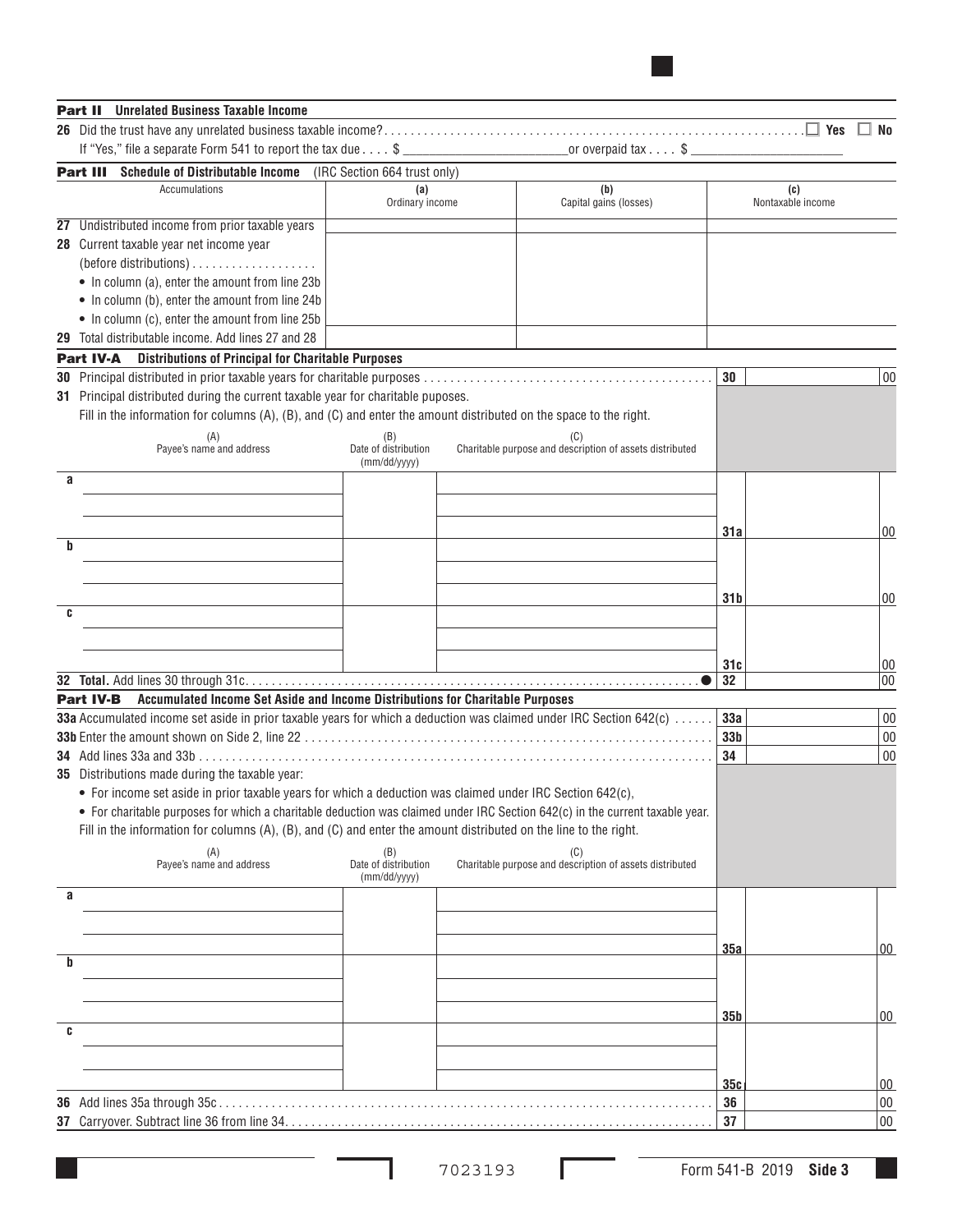## Part II Unrelated Business Taxable Income

**26** Did the trust have any unrelated business taxable income? . . . . . . . . . . ☐ Yes ☐ No

If "Yes," file a separate Form 541 to report the tax due . . . . $ ____________ or overpaid tax . . . . $ ____________

## Part III Schedule of Distributable Income (IRC Section 664 trust only)

| Accumulations | (a) Ordinary income | (b) Capital gains (losses) | (c) Nontaxable income |
|---|---|---|---|
| **27** Undistributed income from prior taxable years | | | |
| **28** Current taxable year net income year (before distributions) . . . . . . . . . . • In column (a), enter the amount from line 23b • In column (b), enter the amount from line 24b • In column (c), enter the amount from line 25b | | | |
| **29** Total distributable income. Add lines 27 and 28 | | | |

## Part IV-A Distributions of Principal for Charitable Purposes

**30** Principal distributed in prior taxable years for charitable purposes . . . . . . . . . . **30** ________ 00

**31** Principal distributed during the current taxable year for charitable puposes.

Fill in the information for columns (A), (B), and (C) and enter the amount distributed on the space to the right.

| | (A) Payee's name and address | (B) Date of distribution (mm/dd/yyyy) | (C) Charitable purpose and description of assets distributed | | Amount |
|---|---|---|---|---|---|
| a | | | | 31a | 00 |
| b | | | | 31b | 00 |
| c | | | | 31c | 00 |

**32** **Total.** Add lines 30 through 31c. . . . . . . . . . . ● **32** ________ 00

## Part IV-B Accumulated Income Set Aside and Income Distributions for Charitable Purposes

**33a** Accumulated income set aside in prior taxable years for which a deduction was claimed under IRC Section 642(c) . . . . . . **33a** ________ 00

**33b** Enter the amount shown on Side 2, line 22 . . . . . . . . . . **33b** ________ 00

**34** Add lines 33a and 33b . . . . . . . . . . **34** ________ 00

**35** Distributions made during the taxable year:

- For income set aside in prior taxable years for which a deduction was claimed under IRC Section 642(c),
- For charitable purposes for which a charitable deduction was claimed under IRC Section 642(c) in the current taxable year.

Fill in the information for columns (A), (B), and (C) and enter the amount distributed on the line to the right.

| | (A) Payee's name and address | (B) Date of distribution (mm/dd/yyyy) | (C) Charitable purpose and description of assets distributed | | Amount |
|---|---|---|---|---|---|
| a | | | | 35a | 00 |
| b | | | | 35b | 00 |
| c | | | | 35c | 00 |

**36** Add lines 35a through 35c . . . . . . . . . . **36** ________ 00

**37** Carryover. Subtract line 36 from line 34. . . . . . . . . . **37** ________ 00

7023193

Form 541-B 2019 **Side 3**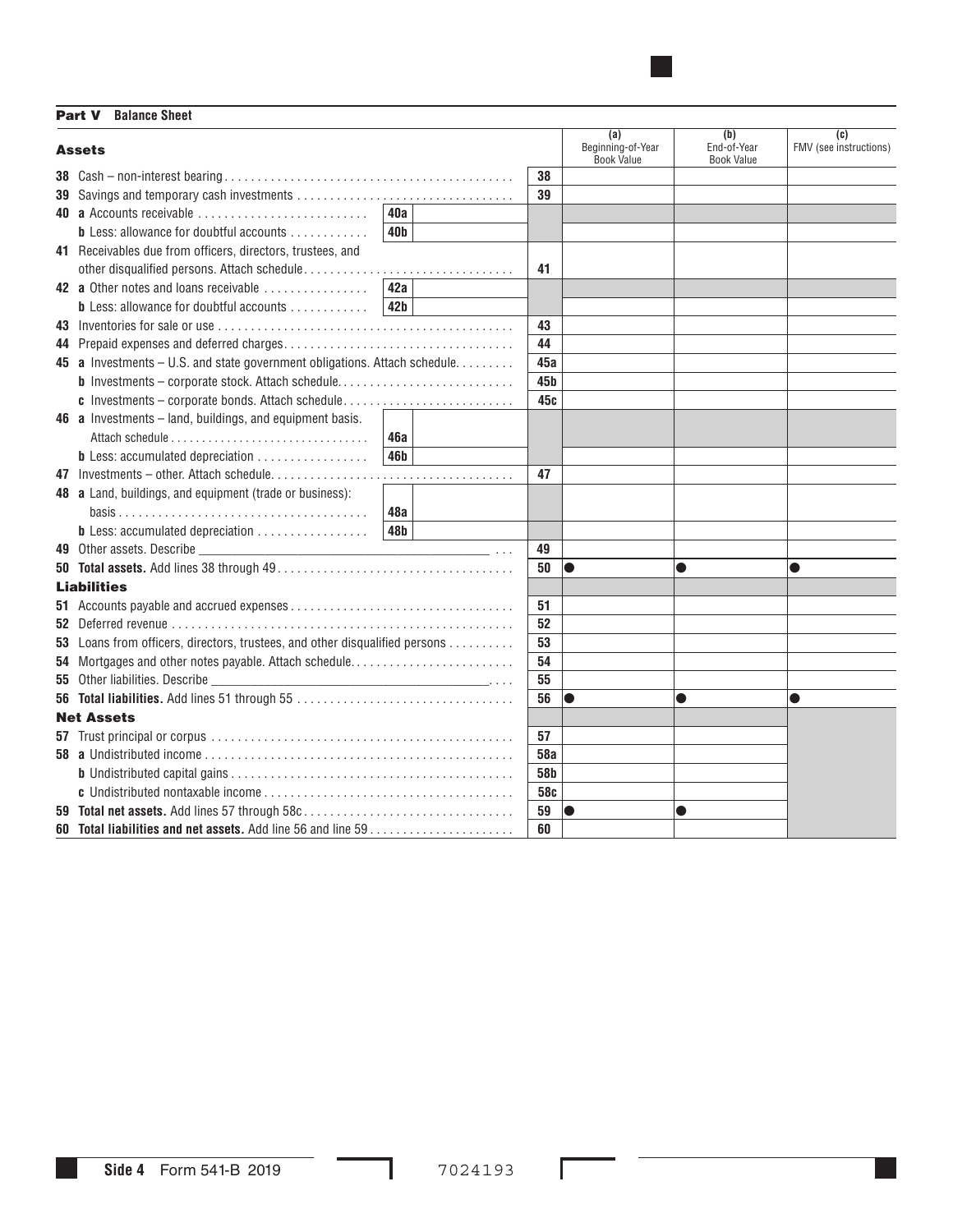## Part V Balance Sheet

| Assets | | | Line | (a) Beginning-of-Year Book Value | (b) End-of-Year Book Value | (c) FMV (see instructions) |
|---|---|---|---|---|---|---|
| **38** Cash – non-interest bearing | | | 38 | | | |
| **39** Savings and temporary cash investments | | | 39 | | | |
| **40** **a** Accounts receivable | 40a | | | | | |
| **b** Less: allowance for doubtful accounts | 40b | | | | | |
| **41** Receivables due from officers, directors, trustees, and other disqualified persons. Attach schedule | | | 41 | | | |
| **42** **a** Other notes and loans receivable | 42a | | | | | |
| **b** Less: allowance for doubtful accounts | 42b | | | | | |
| **43** Inventories for sale or use | | | 43 | | | |
| **44** Prepaid expenses and deferred charges | | | 44 | | | |
| **45** **a** Investments – U.S. and state government obligations. Attach schedule | | | 45a | | | |
| **b** Investments – corporate stock. Attach schedule | | | 45b | | | |
| **c** Investments – corporate bonds. Attach schedule | | | 45c | | | |
| **46** **a** Investments – land, buildings, and equipment basis. Attach schedule | 46a | | | | | |
| **b** Less: accumulated depreciation | 46b | | | | | |
| **47** Investments – other. Attach schedule | | | 47 | | | |
| **48** **a** Land, buildings, and equipment (trade or business): basis | 48a | | | | | |
| **b** Less: accumulated depreciation | 48b | | | | | |
| **49** Other assets. Describe ______ | | | 49 | | | |
| **50** **Total assets.** Add lines 38 through 49 | | | 50 | ● | ● | ● |
| **Liabilities** | | | | | | |
| **51** Accounts payable and accrued expenses | | | 51 | | | |
| **52** Deferred revenue | | | 52 | | | |
| **53** Loans from officers, directors, trustees, and other disqualified persons | | | 53 | | | |
| **54** Mortgages and other notes payable. Attach schedule | | | 54 | | | |
| **55** Other liabilities. Describe ______ | | | 55 | | | |
| **56** **Total liabilities.** Add lines 51 through 55 | | | 56 | ● | ● | ● |
| **Net Assets** | | | | | | |
| **57** Trust principal or corpus | | | 57 | | | |
| **58** **a** Undistributed income | | | 58a | | | |
| **b** Undistributed capital gains | | | 58b | | | |
| **c** Undistributed nontaxable income | | | 58c | | | |
| **59** **Total net assets.** Add lines 57 through 58c | | | 59 | ● | ● | |
| **60** **Total liabilities and net assets.** Add line 56 and line 59 | | | 60 | | | |

Side 4 Form 541-B 2019 7024193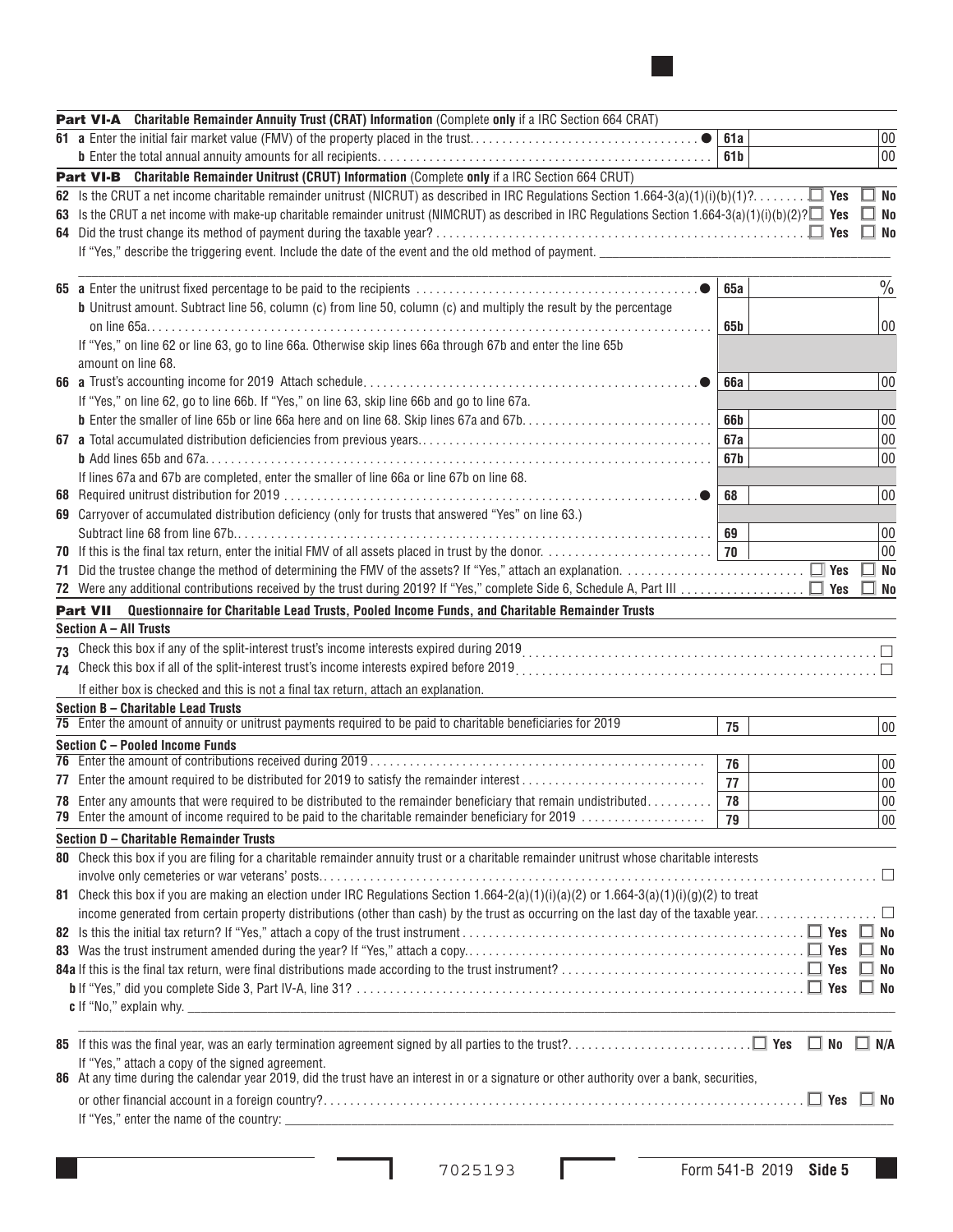**Part VI-A Charitable Remainder Annuity Trust (CRAT) Information** (Complete **only** if a IRC Section 664 CRAT)

| | | | |
|---|---|---|---|
| **61 a** Enter the initial fair market value (FMV) of the property placed in the trust. ● | **61a** | | 00 |
| **b** Enter the total annual annuity amounts for all recipients. | **61b** | | 00 |

**Part VI-B Charitable Remainder Unitrust (CRUT) Information** (Complete **only** if a IRC Section 664 CRUT)

**62** Is the CRUT a net income charitable remainder unitrust (NICRUT) as described in IRC Regulations Section 1.664-3(a)(1)(i)(b)(1)? ☐ Yes ☐ No

**63** Is the CRUT a net income with make-up charitable remainder unitrust (NIMCRUT) as described in IRC Regulations Section 1.664-3(a)(1)(i)(b)(2)? ☐ Yes ☐ No

**64** Did the trust change its method of payment during the taxable year? ☐ Yes ☐ No

If "Yes," describe the triggering event. Include the date of the event and the old method of payment. ______________________

| | | | |
|---|---|---|---|
| **65 a** Enter the unitrust fixed percentage to be paid to the recipients ● | **65a** | | % |
| **b** Unitrust amount. Subtract line 56, column (c) from line 50, column (c) and multiply the result by the percentage on line 65a. | **65b** | | 00 |
| If "Yes," on line 62 or line 63, go to line 66a. Otherwise skip lines 66a through 67b and enter the line 65b amount on line 68. | | | |
| **66 a** Trust's accounting income for 2019 Attach schedule. ● | **66a** | | 00 |
| If "Yes," on line 62, go to line 66b. If "Yes," on line 63, skip line 66b and go to line 67a. | | | |
| **b** Enter the smaller of line 65b or line 66a here and on line 68. Skip lines 67a and 67b. | **66b** | | 00 |
| **67 a** Total accumulated distribution deficiencies from previous years. | **67a** | | 00 |
| **b** Add lines 65b and 67a. | **67b** | | 00 |
| If lines 67a and 67b are completed, enter the smaller of line 66a or line 67b on line 68. | | | |
| **68** Required unitrust distribution for 2019 ● | **68** | | 00 |
| **69** Carryover of accumulated distribution deficiency (only for trusts that answered "Yes" on line 63.) Subtract line 68 from line 67b. | **69** | | 00 |
| **70** If this is the final tax return, enter the initial FMV of all assets placed in trust by the donor. | **70** | | 00 |

**71** Did the trustee change the method of determining the FMV of the assets? If "Yes," attach an explanation. ☐ Yes ☐ No

**72** Were any additional contributions received by the trust during 2019? If "Yes," complete Side 6, Schedule A, Part III ☐ Yes ☐ No

**Part VII Questionnaire for Charitable Lead Trusts, Pooled Income Funds, and Charitable Remainder Trusts**

**Section A – All Trusts**

**73** Check this box if any of the split-interest trust's income interests expired during 2019 ☐

**74** Check this box if all of the split-interest trust's income interests expired before 2019 ☐

If either box is checked and this is not a final tax return, attach an explanation.

**Section B – Charitable Lead Trusts**

| | | | |
|---|---|---|---|
| **75** Enter the amount of annuity or unitrust payments required to be paid to charitable beneficiaries for 2019 | **75** | | 00 |

**Section C – Pooled Income Funds**

| | | | |
|---|---|---|---|
| **76** Enter the amount of contributions received during 2019 | **76** | | 00 |
| **77** Enter the amount required to be distributed for 2019 to satisfy the remainder interest | **77** | | 00 |
| **78** Enter any amounts that were required to be distributed to the remainder beneficiary that remain undistributed. | **78** | | 00 |
| **79** Enter the amount of income required to be paid to the charitable remainder beneficiary for 2019 | **79** | | 00 |

**Section D – Charitable Remainder Trusts**

**80** Check this box if you are filing for a charitable remainder annuity trust or a charitable remainder unitrust whose charitable interests involve only cemeteries or war veterans' posts. ☐

**81** Check this box if you are making an election under IRC Regulations Section 1.664-2(a)(1)(i)(a)(2) or 1.664-3(a)(1)(i)(g)(2) to treat income generated from certain property distributions (other than cash) by the trust as occurring on the last day of the taxable year. ☐

**82** Is this the initial tax return? If "Yes," attach a copy of the trust instrument ☐ Yes ☐ No

**83** Was the trust instrument amended during the year? If "Yes," attach a copy. ☐ Yes ☐ No

**84a** If this is the final tax return, were final distributions made according to the trust instrument? ☐ Yes ☐ No

**b** If "Yes," did you complete Side 3, Part IV-A, line 31? ☐ Yes ☐ No

**c** If "No," explain why. ______________________

**85** If this was the final year, was an early termination agreement signed by all parties to the trust? ☐ Yes ☐ No ☐ N/A

If "Yes," attach a copy of the signed agreement.

**86** At any time during the calendar year 2019, did the trust have an interest in or a signature or other authority over a bank, securities, or other financial account in a foreign country? ☐ Yes ☐ No

If "Yes," enter the name of the country: ______________________

7025193

Form 541-B 2019 **Side 5**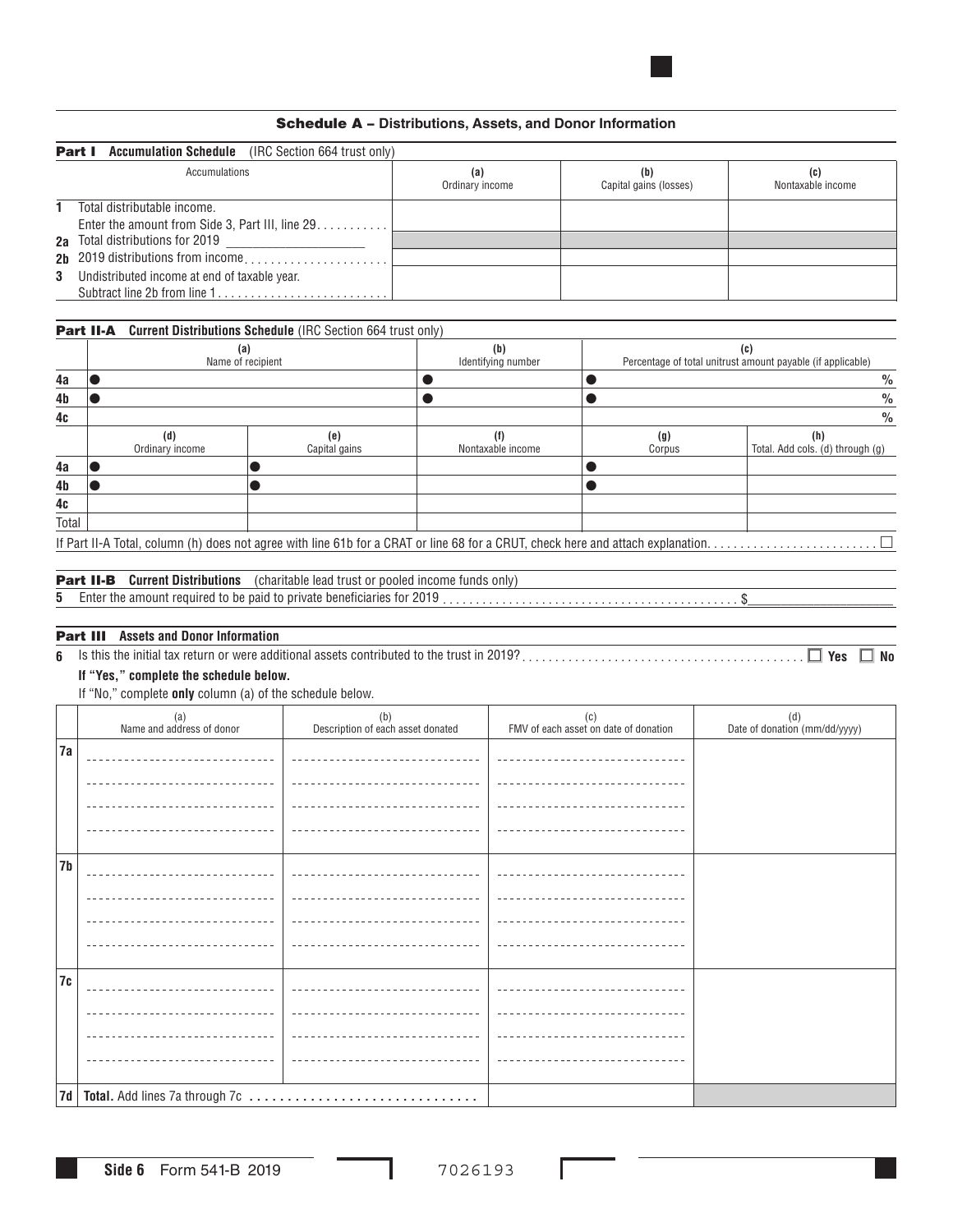## Schedule A – Distributions, Assets, and Donor Information

**Part I Accumulation Schedule** (IRC Section 664 trust only)

| Accumulations | (a) Ordinary income | (b) Capital gains (losses) | (c) Nontaxable income |
|---|---|---|---|
| **1** Total distributable income. Enter the amount from Side 3, Part III, line 29 | | | |
| **2a** Total distributions for 2019 ____________ | | | |
| **2b** 2019 distributions from income | | | |
| **3** Undistributed income at end of taxable year. Subtract line 2b from line 1 | | | |

**Part II-A Current Distributions Schedule** (IRC Section 664 trust only)

| | (a) Name of recipient | (b) Identifying number | (c) Percentage of total unitrust amount payable (if applicable) |
|---|---|---|---|
| 4a | ● | ● | ● % |
| 4b | ● | ● | ● % |
| 4c | | | % |

| | (d) Ordinary income | (e) Capital gains | (f) Nontaxable income | (g) Corpus | (h) Total. Add cols. (d) through (g) |
|---|---|---|---|---|---|
| 4a | ● | ● | | ● | |
| 4b | ● | ● | | ● | |
| 4c | | | | | |
| Total | | | | | |

If Part II-A Total, column (h) does not agree with line 61b for a CRAT or line 68 for a CRUT, check here and attach explanation ☐

**Part II-B Current Distributions** (charitable lead trust or pooled income funds only)

**5** Enter the amount required to be paid to private beneficiaries for 2019 $____________

**Part III Assets and Donor Information**

**6** Is this the initial tax return or were additional assets contributed to the trust in 2019? ☐ **Yes** ☐ **No**

**If "Yes," complete the schedule below.**

If "No," complete **only** column (a) of the schedule below.

| | (a) Name and address of donor | (b) Description of each asset donated | (c) FMV of each asset on date of donation | (d) Date of donation (mm/dd/yyyy) |
|---|---|---|---|---|
| 7a | | | | |
| 7b | | | | |
| 7c | | | | |
| 7d | **Total.** Add lines 7a through 7c | | | |